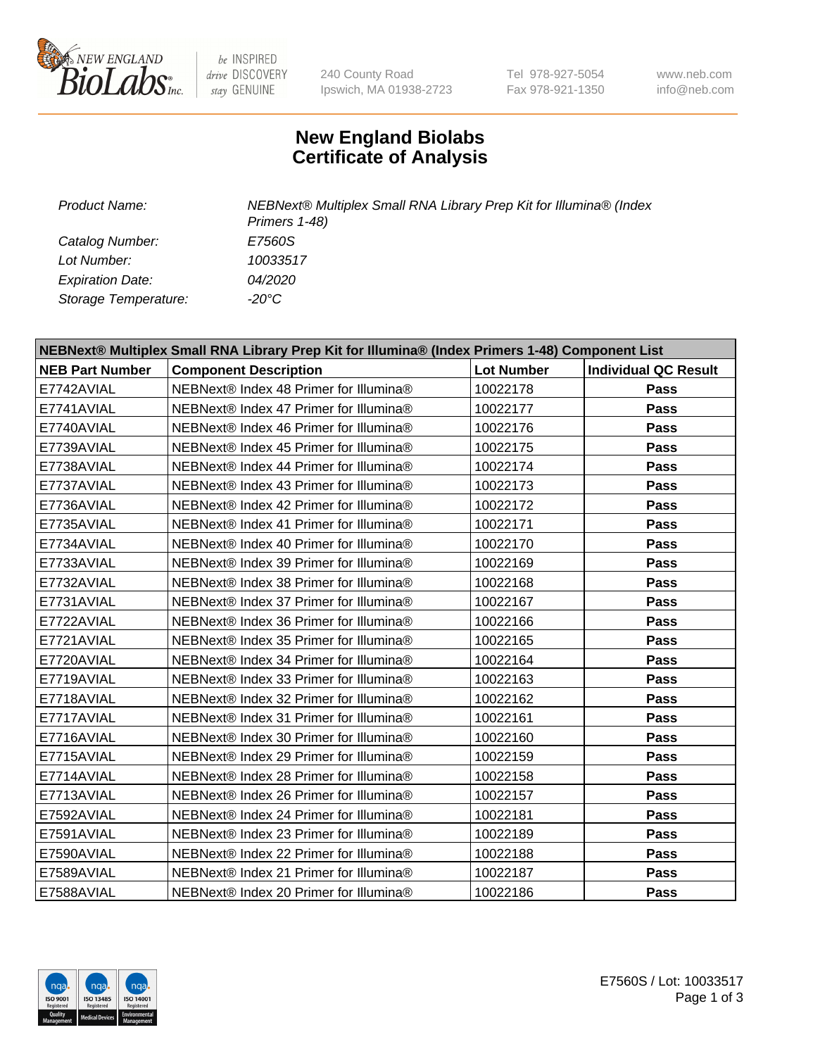# New England Biolabs Certificate of Analysis

| | |
|---|---|
| *Product Name:* | *NEBNext® Multiplex Small RNA Library Prep Kit for Illumina® (Index Primers 1-48)* |
| *Catalog Number:* | *E7560S* |
| *Lot Number:* | *10033517* |
| *Expiration Date:* | *04/2020* |
| *Storage Temperature:* | *-20°C* |

| NEBNext® Multiplex Small RNA Library Prep Kit for Illumina® (Index Primers 1-48) Component List | | | |
|---|---|---|---|
| **NEB Part Number** | **Component Description** | **Lot Number** | **Individual QC Result** |
| E7742AVIAL | NEBNext® Index 48 Primer for Illumina® | 10022178 | **Pass** |
| E7741AVIAL | NEBNext® Index 47 Primer for Illumina® | 10022177 | **Pass** |
| E7740AVIAL | NEBNext® Index 46 Primer for Illumina® | 10022176 | **Pass** |
| E7739AVIAL | NEBNext® Index 45 Primer for Illumina® | 10022175 | **Pass** |
| E7738AVIAL | NEBNext® Index 44 Primer for Illumina® | 10022174 | **Pass** |
| E7737AVIAL | NEBNext® Index 43 Primer for Illumina® | 10022173 | **Pass** |
| E7736AVIAL | NEBNext® Index 42 Primer for Illumina® | 10022172 | **Pass** |
| E7735AVIAL | NEBNext® Index 41 Primer for Illumina® | 10022171 | **Pass** |
| E7734AVIAL | NEBNext® Index 40 Primer for Illumina® | 10022170 | **Pass** |
| E7733AVIAL | NEBNext® Index 39 Primer for Illumina® | 10022169 | **Pass** |
| E7732AVIAL | NEBNext® Index 38 Primer for Illumina® | 10022168 | **Pass** |
| E7731AVIAL | NEBNext® Index 37 Primer for Illumina® | 10022167 | **Pass** |
| E7722AVIAL | NEBNext® Index 36 Primer for Illumina® | 10022166 | **Pass** |
| E7721AVIAL | NEBNext® Index 35 Primer for Illumina® | 10022165 | **Pass** |
| E7720AVIAL | NEBNext® Index 34 Primer for Illumina® | 10022164 | **Pass** |
| E7719AVIAL | NEBNext® Index 33 Primer for Illumina® | 10022163 | **Pass** |
| E7718AVIAL | NEBNext® Index 32 Primer for Illumina® | 10022162 | **Pass** |
| E7717AVIAL | NEBNext® Index 31 Primer for Illumina® | 10022161 | **Pass** |
| E7716AVIAL | NEBNext® Index 30 Primer for Illumina® | 10022160 | **Pass** |
| E7715AVIAL | NEBNext® Index 29 Primer for Illumina® | 10022159 | **Pass** |
| E7714AVIAL | NEBNext® Index 28 Primer for Illumina® | 10022158 | **Pass** |
| E7713AVIAL | NEBNext® Index 26 Primer for Illumina® | 10022157 | **Pass** |
| E7592AVIAL | NEBNext® Index 24 Primer for Illumina® | 10022181 | **Pass** |
| E7591AVIAL | NEBNext® Index 23 Primer for Illumina® | 10022189 | **Pass** |
| E7590AVIAL | NEBNext® Index 22 Primer for Illumina® | 10022188 | **Pass** |
| E7589AVIAL | NEBNext® Index 21 Primer for Illumina® | 10022187 | **Pass** |
| E7588AVIAL | NEBNext® Index 20 Primer for Illumina® | 10022186 | **Pass** |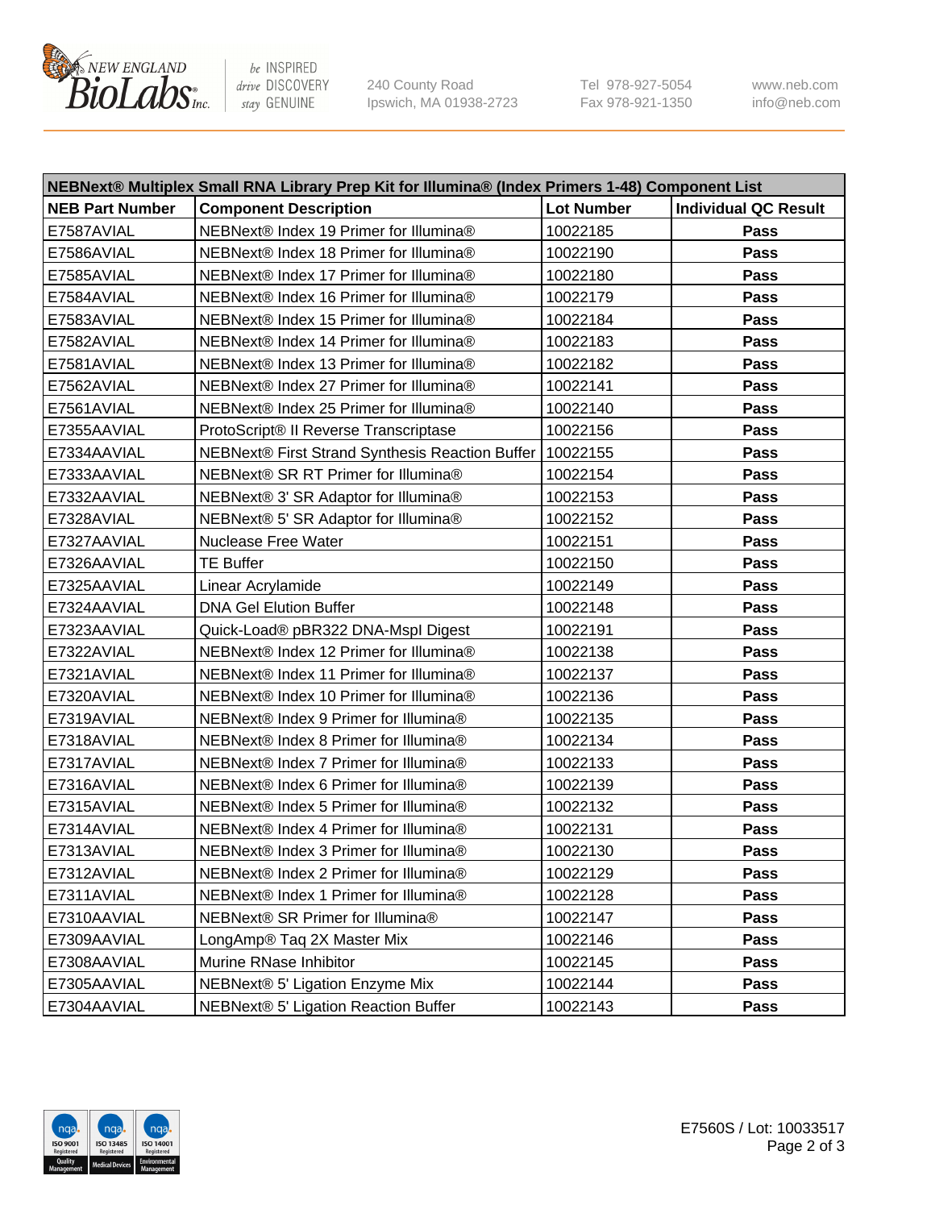| NEBNext® Multiplex Small RNA Library Prep Kit for Illumina® (Index Primers 1-48) Component List | | | |
|---|---|---|---|
| **NEB Part Number** | **Component Description** | **Lot Number** | **Individual QC Result** |
| E7587AVIAL | NEBNext® Index 19 Primer for Illumina® | 10022185 | **Pass** |
| E7586AVIAL | NEBNext® Index 18 Primer for Illumina® | 10022190 | **Pass** |
| E7585AVIAL | NEBNext® Index 17 Primer for Illumina® | 10022180 | **Pass** |
| E7584AVIAL | NEBNext® Index 16 Primer for Illumina® | 10022179 | **Pass** |
| E7583AVIAL | NEBNext® Index 15 Primer for Illumina® | 10022184 | **Pass** |
| E7582AVIAL | NEBNext® Index 14 Primer for Illumina® | 10022183 | **Pass** |
| E7581AVIAL | NEBNext® Index 13 Primer for Illumina® | 10022182 | **Pass** |
| E7562AVIAL | NEBNext® Index 27 Primer for Illumina® | 10022141 | **Pass** |
| E7561AVIAL | NEBNext® Index 25 Primer for Illumina® | 10022140 | **Pass** |
| E7355AAVIAL | ProtoScript® II Reverse Transcriptase | 10022156 | **Pass** |
| E7334AAVIAL | NEBNext® First Strand Synthesis Reaction Buffer | 10022155 | **Pass** |
| E7333AAVIAL | NEBNext® SR RT Primer for Illumina® | 10022154 | **Pass** |
| E7332AAVIAL | NEBNext® 3' SR Adaptor for Illumina® | 10022153 | **Pass** |
| E7328AVIAL | NEBNext® 5' SR Adaptor for Illumina® | 10022152 | **Pass** |
| E7327AAVIAL | Nuclease Free Water | 10022151 | **Pass** |
| E7326AAVIAL | TE Buffer | 10022150 | **Pass** |
| E7325AAVIAL | Linear Acrylamide | 10022149 | **Pass** |
| E7324AAVIAL | DNA Gel Elution Buffer | 10022148 | **Pass** |
| E7323AAVIAL | Quick-Load® pBR322 DNA-MspI Digest | 10022191 | **Pass** |
| E7322AVIAL | NEBNext® Index 12 Primer for Illumina® | 10022138 | **Pass** |
| E7321AVIAL | NEBNext® Index 11 Primer for Illumina® | 10022137 | **Pass** |
| E7320AVIAL | NEBNext® Index 10 Primer for Illumina® | 10022136 | **Pass** |
| E7319AVIAL | NEBNext® Index 9 Primer for Illumina® | 10022135 | **Pass** |
| E7318AVIAL | NEBNext® Index 8 Primer for Illumina® | 10022134 | **Pass** |
| E7317AVIAL | NEBNext® Index 7 Primer for Illumina® | 10022133 | **Pass** |
| E7316AVIAL | NEBNext® Index 6 Primer for Illumina® | 10022139 | **Pass** |
| E7315AVIAL | NEBNext® Index 5 Primer for Illumina® | 10022132 | **Pass** |
| E7314AVIAL | NEBNext® Index 4 Primer for Illumina® | 10022131 | **Pass** |
| E7313AVIAL | NEBNext® Index 3 Primer for Illumina® | 10022130 | **Pass** |
| E7312AVIAL | NEBNext® Index 2 Primer for Illumina® | 10022129 | **Pass** |
| E7311AVIAL | NEBNext® Index 1 Primer for Illumina® | 10022128 | **Pass** |
| E7310AAVIAL | NEBNext® SR Primer for Illumina® | 10022147 | **Pass** |
| E7309AAVIAL | LongAmp® Taq 2X Master Mix | 10022146 | **Pass** |
| E7308AAVIAL | Murine RNase Inhibitor | 10022145 | **Pass** |
| E7305AAVIAL | NEBNext® 5' Ligation Enzyme Mix | 10022144 | **Pass** |
| E7304AAVIAL | NEBNext® 5' Ligation Reaction Buffer | 10022143 | **Pass** |

E7560S / Lot: 10033517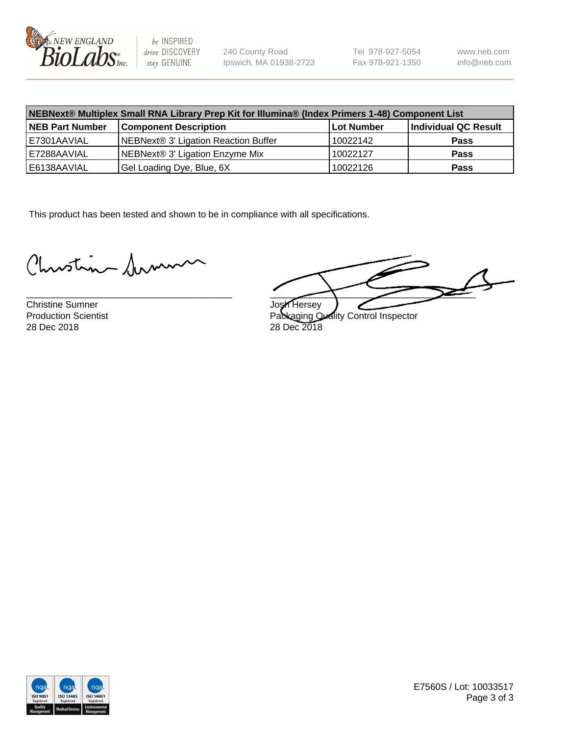NEW ENGLAND BioLabs Inc. — be INSPIRED drive DISCOVERY stay GENUINE

240 County Road
Ipswich, MA 01938-2723

Tel 978-927-5054
Fax 978-921-1350

www.neb.com
info@neb.com

| NEBNext® Multiplex Small RNA Library Prep Kit for Illumina® (Index Primers 1-48) Component List | | | |
|---|---|---|---|
| **NEB Part Number** | **Component Description** | **Lot Number** | **Individual QC Result** |
| E7301AAVIAL | NEBNext® 3' Ligation Reaction Buffer | 10022142 | **Pass** |
| E7288AAVIAL | NEBNext® 3' Ligation Enzyme Mix | 10022127 | **Pass** |
| E6138AAVIAL | Gel Loading Dye, Blue, 6X | 10022126 | **Pass** |

This product has been tested and shown to be in compliance with all specifications.

Christine Sumner
Production Scientist
28 Dec 2018

Josh Hersey
Packaging Quality Control Inspector
28 Dec 2018

E7560S / Lot: 10033517